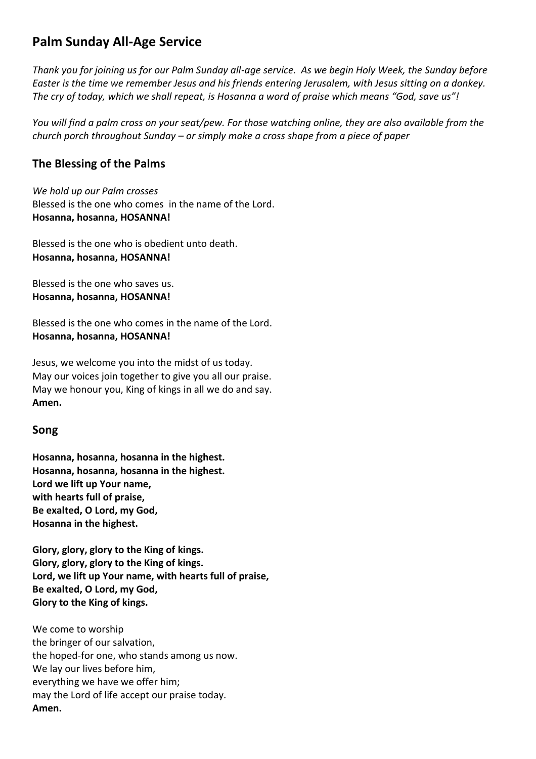# Palm Sunday All-Age Service

*Thank you for joining us for our Palm Sunday all-age service. As we begin Holy Week, the Sunday before Easter is the time we remember Jesus and his friends entering Jerusalem, with Jesus sitting on a donkey. The cry of today, which we shall repeat, is Hosanna a word of praise which means "God, save us"!*

*You will find a palm cross on your seat/pew. For those watching online, they are also available from the church porch throughout Sunday – or simply make a cross shape from a piece of paper*

## The Blessing of the Palms

*We hold up our Palm crosses*  
Blessed is the one who comes in the name of the Lord.  
**Hosanna, hosanna, HOSANNA!**

Blessed is the one who is obedient unto death.  
**Hosanna, hosanna, HOSANNA!**

Blessed is the one who saves us.  
**Hosanna, hosanna, HOSANNA!**

Blessed is the one who comes in the name of the Lord.  
**Hosanna, hosanna, HOSANNA!**

Jesus, we welcome you into the midst of us today.  
May our voices join together to give you all our praise.  
May we honour you, King of kings in all we do and say.  
**Amen.**

## Song

**Hosanna, hosanna, hosanna in the highest.**  
**Hosanna, hosanna, hosanna in the highest.**  
**Lord we lift up Your name,**  
**with hearts full of praise,**  
**Be exalted, O Lord, my God,**  
**Hosanna in the highest.**

**Glory, glory, glory to the King of kings.**  
**Glory, glory, glory to the King of kings.**  
**Lord, we lift up Your name, with hearts full of praise,**  
**Be exalted, O Lord, my God,**  
**Glory to the King of kings.**

We come to worship  
the bringer of our salvation,  
the hoped-for one, who stands among us now.  
We lay our lives before him,  
everything we have we offer him;  
may the Lord of life accept our praise today.  
**Amen.**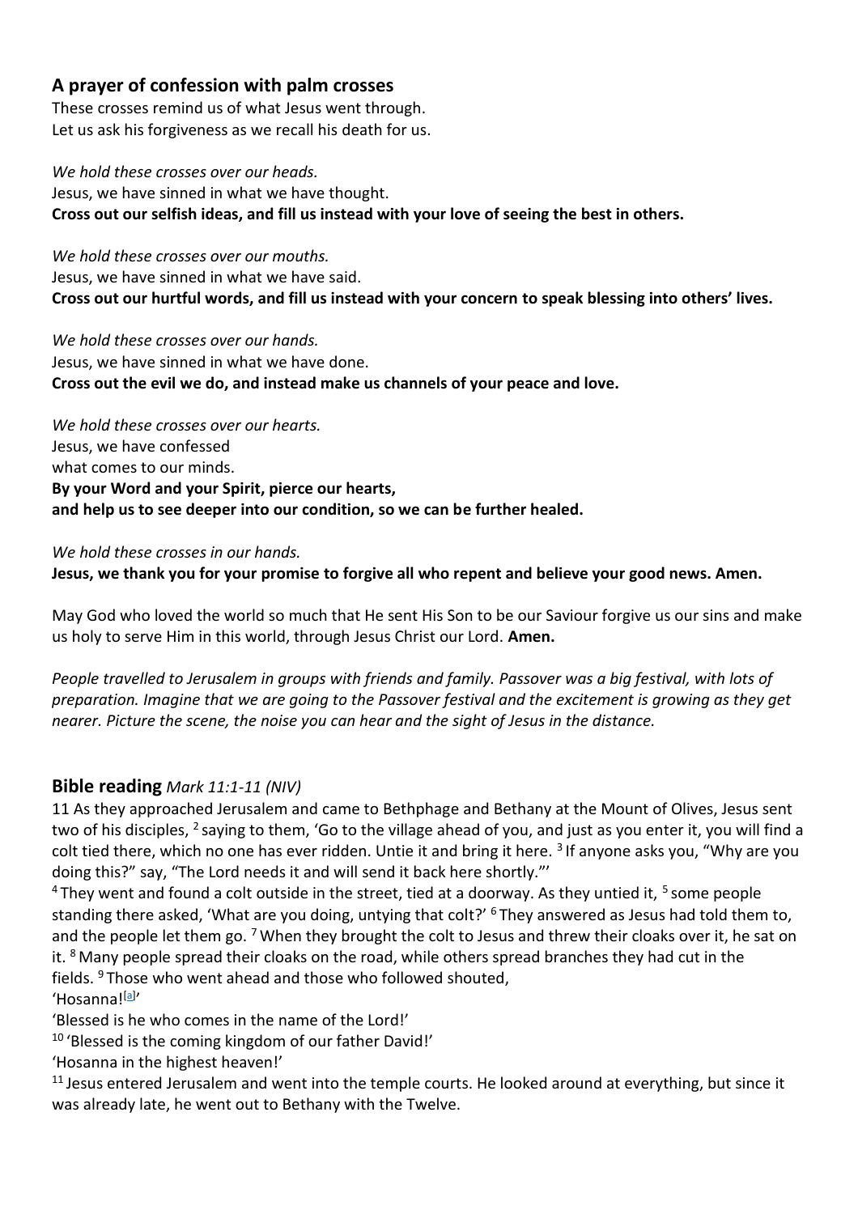## A prayer of confession with palm crosses

These crosses remind us of what Jesus went through.
Let us ask his forgiveness as we recall his death for us.

*We hold these crosses over our heads.*
Jesus, we have sinned in what we have thought.
**Cross out our selfish ideas, and fill us instead with your love of seeing the best in others.**

*We hold these crosses over our mouths.*
Jesus, we have sinned in what we have said.
**Cross out our hurtful words, and fill us instead with your concern to speak blessing into others' lives.**

*We hold these crosses over our hands.*
Jesus, we have sinned in what we have done.
**Cross out the evil we do, and instead make us channels of your peace and love.**

*We hold these crosses over our hearts.*
Jesus, we have confessed
what comes to our minds.
**By your Word and your Spirit, pierce our hearts,**
**and help us to see deeper into our condition, so we can be further healed.**

*We hold these crosses in our hands.*
**Jesus, we thank you for your promise to forgive all who repent and believe your good news. Amen.**

May God who loved the world so much that He sent His Son to be our Saviour forgive us our sins and make us holy to serve Him in this world, through Jesus Christ our Lord. **Amen.**

*People travelled to Jerusalem in groups with friends and family. Passover was a big festival, with lots of preparation. Imagine that we are going to the Passover festival and the excitement is growing as they get nearer. Picture the scene, the noise you can hear and the sight of Jesus in the distance.*

## Bible reading *Mark 11:1-11 (NIV)*

11 As they approached Jerusalem and came to Bethphage and Bethany at the Mount of Olives, Jesus sent two of his disciples, [2] saying to them, 'Go to the village ahead of you, and just as you enter it, you will find a colt tied there, which no one has ever ridden. Untie it and bring it here. [3] If anyone asks you, "Why are you doing this?" say, "The Lord needs it and will send it back here shortly."'

[4] They went and found a colt outside in the street, tied at a doorway. As they untied it, [5] some people standing there asked, 'What are you doing, untying that colt?' [6] They answered as Jesus had told them to, and the people let them go. [7] When they brought the colt to Jesus and threw their cloaks over it, he sat on it. [8] Many people spread their cloaks on the road, while others spread branches they had cut in the fields. [9] Those who went ahead and those who followed shouted,

'Hosanna![a]'

'Blessed is he who comes in the name of the Lord!'

[10] 'Blessed is the coming kingdom of our father David!'

'Hosanna in the highest heaven!'

[11] Jesus entered Jerusalem and went into the temple courts. He looked around at everything, but since it was already late, he went out to Bethany with the Twelve.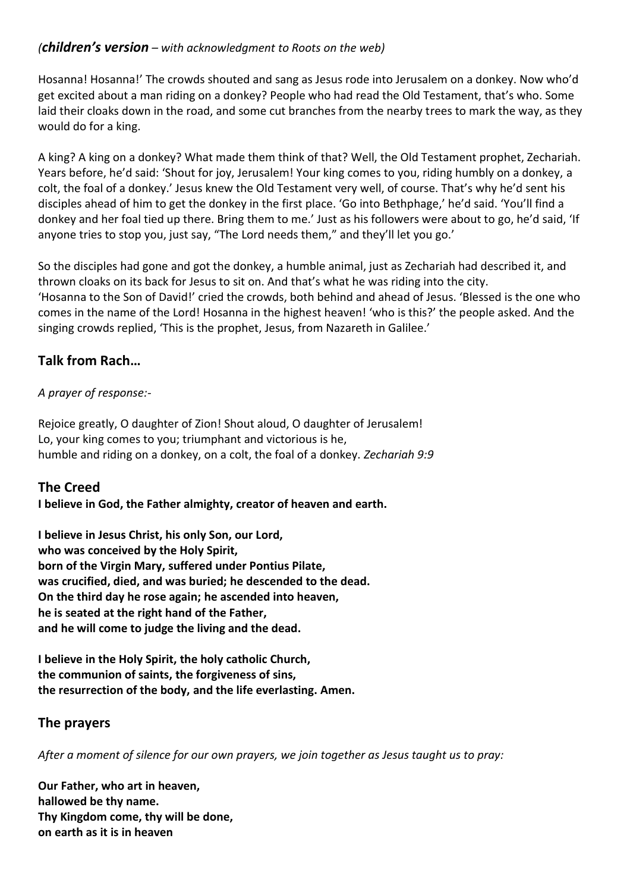*(**children's version** – with acknowledgment to Roots on the web)*

Hosanna! Hosanna!' The crowds shouted and sang as Jesus rode into Jerusalem on a donkey. Now who'd get excited about a man riding on a donkey? People who had read the Old Testament, that's who. Some laid their cloaks down in the road, and some cut branches from the nearby trees to mark the way, as they would do for a king.

A king? A king on a donkey? What made them think of that? Well, the Old Testament prophet, Zechariah. Years before, he'd said: 'Shout for joy, Jerusalem! Your king comes to you, riding humbly on a donkey, a colt, the foal of a donkey.' Jesus knew the Old Testament very well, of course. That's why he'd sent his disciples ahead of him to get the donkey in the first place. 'Go into Bethphage,' he'd said. 'You'll find a donkey and her foal tied up there. Bring them to me.' Just as his followers were about to go, he'd said, 'If anyone tries to stop you, just say, "The Lord needs them," and they'll let you go.'

So the disciples had gone and got the donkey, a humble animal, just as Zechariah had described it, and thrown cloaks on its back for Jesus to sit on. And that's what he was riding into the city.
'Hosanna to the Son of David!' cried the crowds, both behind and ahead of Jesus. 'Blessed is the one who comes in the name of the Lord! Hosanna in the highest heaven! 'who is this?' the people asked. And the singing crowds replied, 'This is the prophet, Jesus, from Nazareth in Galilee.'

## Talk from Rach…

*A prayer of response:-*

Rejoice greatly, O daughter of Zion! Shout aloud, O daughter of Jerusalem!
Lo, your king comes to you; triumphant and victorious is he,
humble and riding on a donkey, on a colt, the foal of a donkey. *Zechariah 9:9*

## The Creed

**I believe in God, the Father almighty, creator of heaven and earth.**

**I believe in Jesus Christ, his only Son, our Lord,
who was conceived by the Holy Spirit,
born of the Virgin Mary, suffered under Pontius Pilate,
was crucified, died, and was buried; he descended to the dead.
On the third day he rose again; he ascended into heaven,
he is seated at the right hand of the Father,
and he will come to judge the living and the dead.**

**I believe in the Holy Spirit, the holy catholic Church,
the communion of saints, the forgiveness of sins,
the resurrection of the body, and the life everlasting. Amen.**

## The prayers

*After a moment of silence for our own prayers, we join together as Jesus taught us to pray:*

**Our Father, who art in heaven,
hallowed be thy name.
Thy Kingdom come, thy will be done,
on earth as it is in heaven**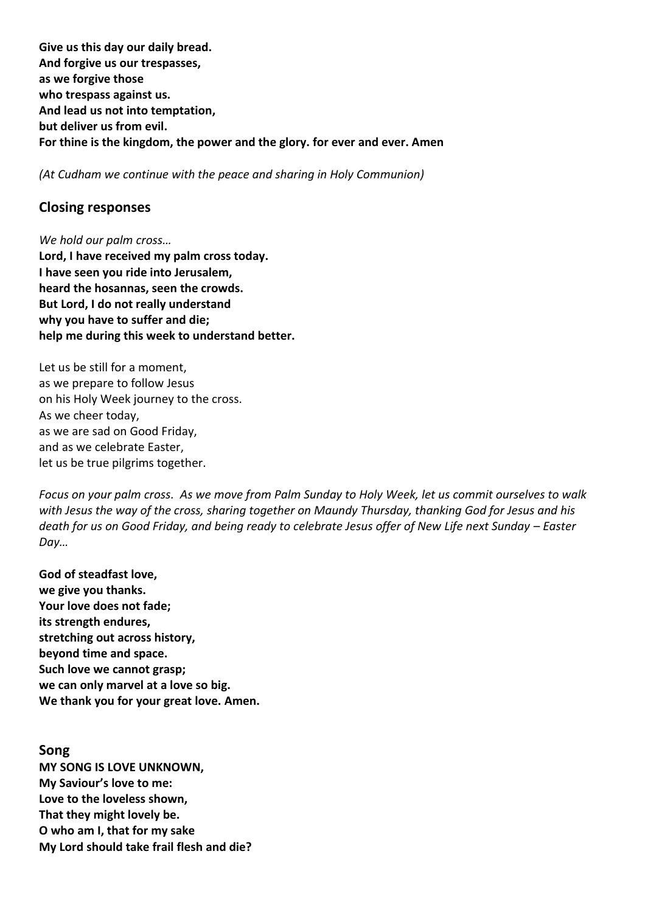**Give us this day our daily bread.**
**And forgive us our trespasses,**
**as we forgive those**
**who trespass against us.**
**And lead us not into temptation,**
**but deliver us from evil.**
**For thine is the kingdom, the power and the glory. for ever and ever. Amen**

*(At Cudham we continue with the peace and sharing in Holy Communion)*

## Closing responses

*We hold our palm cross…*
**Lord, I have received my palm cross today.**
**I have seen you ride into Jerusalem,**
**heard the hosannas, seen the crowds.**
**But Lord, I do not really understand**
**why you have to suffer and die;**
**help me during this week to understand better.**

Let us be still for a moment,
as we prepare to follow Jesus
on his Holy Week journey to the cross.
As we cheer today,
as we are sad on Good Friday,
and as we celebrate Easter,
let us be true pilgrims together.

*Focus on your palm cross. As we move from Palm Sunday to Holy Week, let us commit ourselves to walk with Jesus the way of the cross, sharing together on Maundy Thursday, thanking God for Jesus and his death for us on Good Friday, and being ready to celebrate Jesus offer of New Life next Sunday – Easter Day…*

**God of steadfast love,**
**we give you thanks.**
**Your love does not fade;**
**its strength endures,**
**stretching out across history,**
**beyond time and space.**
**Such love we cannot grasp;**
**we can only marvel at a love so big.**
**We thank you for your great love. Amen.**

## Song

**MY SONG IS LOVE UNKNOWN,**
**My Saviour's love to me:**
**Love to the loveless shown,**
**That they might lovely be.**
**O who am I, that for my sake**
**My Lord should take frail flesh and die?**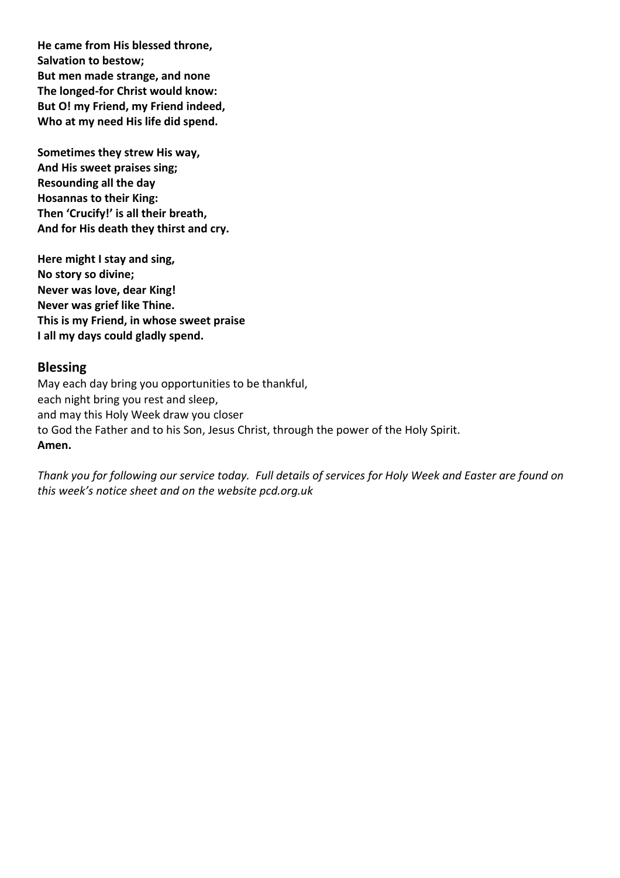**He came from His blessed throne,**
**Salvation to bestow;**
**But men made strange, and none**
**The longed-for Christ would know:**
**But O! my Friend, my Friend indeed,**
**Who at my need His life did spend.**

**Sometimes they strew His way,**
**And His sweet praises sing;**
**Resounding all the day**
**Hosannas to their King:**
**Then 'Crucify!' is all their breath,**
**And for His death they thirst and cry.**

**Here might I stay and sing,**
**No story so divine;**
**Never was love, dear King!**
**Never was grief like Thine.**
**This is my Friend, in whose sweet praise**
**I all my days could gladly spend.**

## Blessing

May each day bring you opportunities to be thankful,
each night bring you rest and sleep,
and may this Holy Week draw you closer
to God the Father and to his Son, Jesus Christ, through the power of the Holy Spirit.
**Amen.**

*Thank you for following our service today. Full details of services for Holy Week and Easter are found on this week's notice sheet and on the website pcd.org.uk*